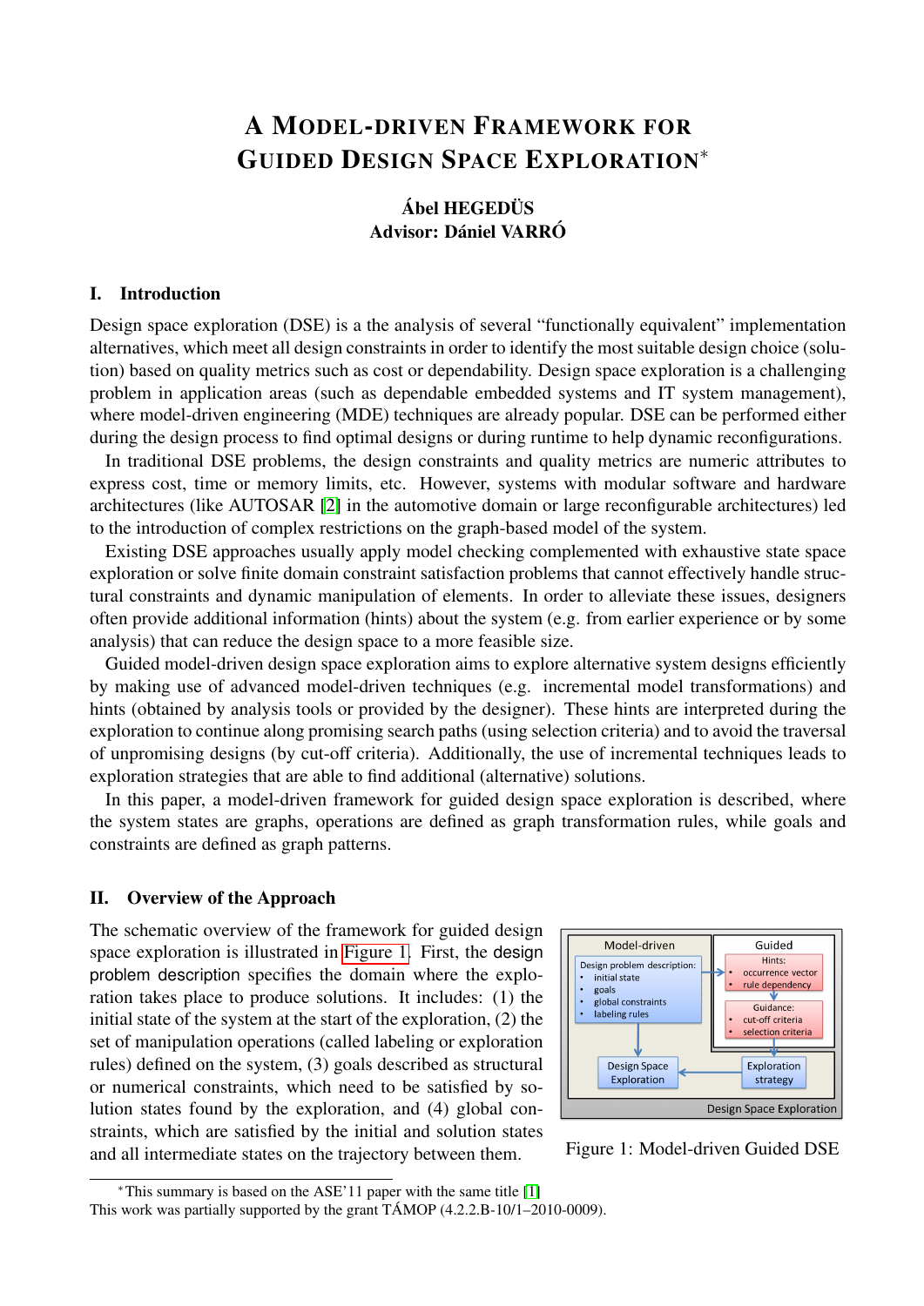# A Model-driven Framework for Guided Design Space Exploration*

**Ábel HEGEDÜS**
**Advisor: Dániel VARRÓ**

## I. Introduction

Design space exploration (DSE) is a the analysis of several "functionally equivalent" implementation alternatives, which meet all design constraints in order to identify the most suitable design choice (solution) based on quality metrics such as cost or dependability. Design space exploration is a challenging problem in application areas (such as dependable embedded systems and IT system management), where model-driven engineering (MDE) techniques are already popular. DSE can be performed either during the design process to find optimal designs or during runtime to help dynamic reconfigurations.

In traditional DSE problems, the design constraints and quality metrics are numeric attributes to express cost, time or memory limits, etc. However, systems with modular software and hardware architectures (like AUTOSAR [2] in the automotive domain or large reconfigurable architectures) led to the introduction of complex restrictions on the graph-based model of the system.

Existing DSE approaches usually apply model checking complemented with exhaustive state space exploration or solve finite domain constraint satisfaction problems that cannot effectively handle structural constraints and dynamic manipulation of elements. In order to alleviate these issues, designers often provide additional information (hints) about the system (e.g. from earlier experience or by some analysis) that can reduce the design space to a more feasible size.

Guided model-driven design space exploration aims to explore alternative system designs efficiently by making use of advanced model-driven techniques (e.g. incremental model transformations) and hints (obtained by analysis tools or provided by the designer). These hints are interpreted during the exploration to continue along promising search paths (using selection criteria) and to avoid the traversal of unpromising designs (by cut-off criteria). Additionally, the use of incremental techniques leads to exploration strategies that are able to find additional (alternative) solutions.

In this paper, a model-driven framework for guided design space exploration is described, where the system states are graphs, operations are defined as graph transformation rules, while goals and constraints are defined as graph patterns.

## II. Overview of the Approach

The schematic overview of the framework for guided design space exploration is illustrated in Figure 1. First, the design problem description specifies the domain where the exploration takes place to produce solutions. It includes: (1) the initial state of the system at the start of the exploration, (2) the set of manipulation operations (called labeling or exploration rules) defined on the system, (3) goals described as structural or numerical constraints, which need to be satisfied by solution states found by the exploration, and (4) global constraints, which are satisfied by the initial and solution states and all intermediate states on the trajectory between them.

Figure 1: Model-driven Guided DSE

*This summary is based on the ASE'11 paper with the same title [1]
This work was partially supported by the grant TÁMOP (4.2.2.B-10/1–2010-0009).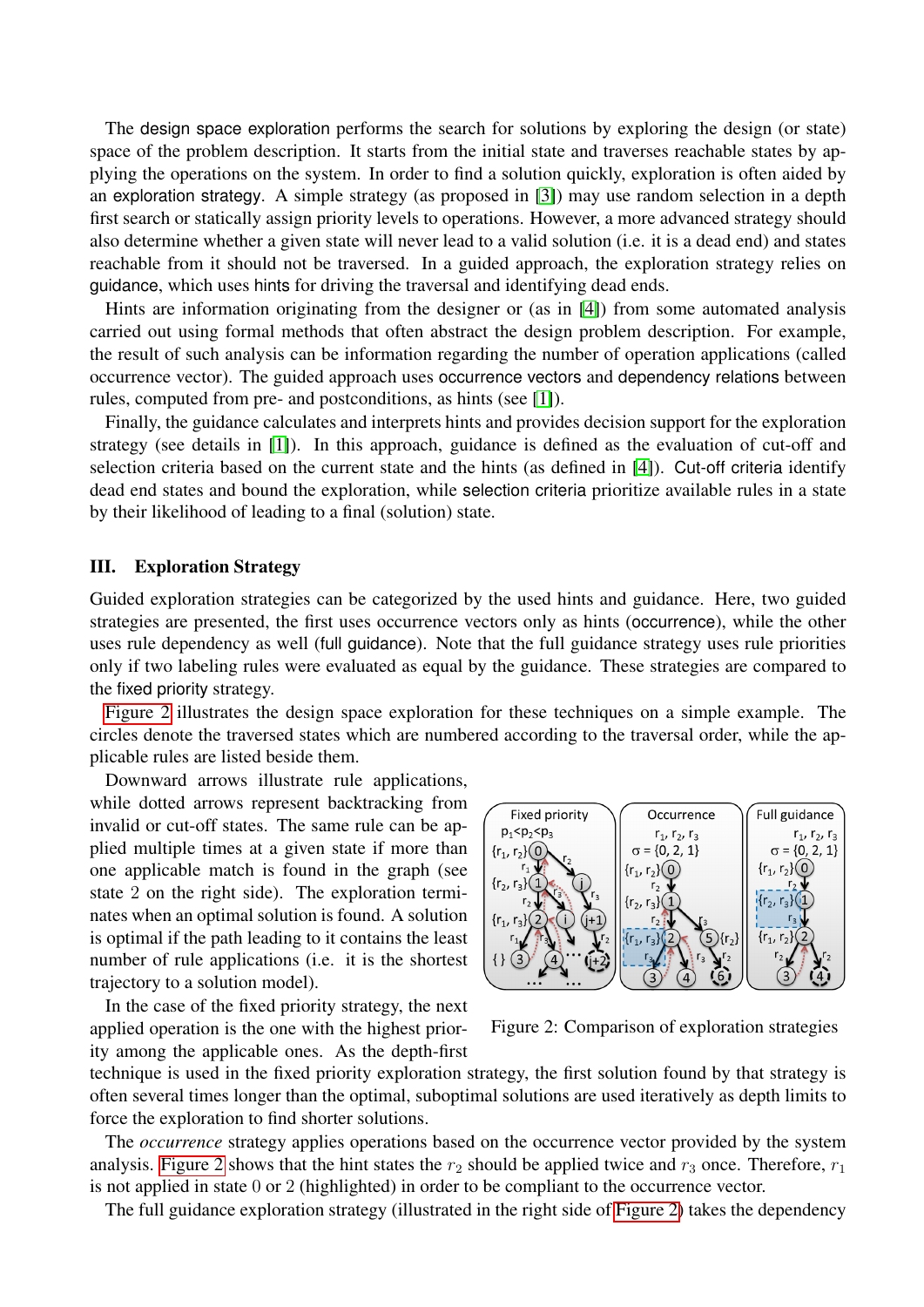The design space exploration performs the search for solutions by exploring the design (or state) space of the problem description. It starts from the initial state and traverses states reachable by applying the operations on the system. In order to find a solution quickly, exploration is often aided by an exploration strategy. A simple strategy (as proposed in [3]) may use random selection in a depth first search or statically assign priority levels to operations. However, a more advanced strategy should also determine whether a given state will never lead to a valid solution (i.e. it is a dead end) and states reachable from it should not be traversed. In a guided approach, the exploration strategy relies on guidance, which uses hints for driving the traversal and identifying dead ends.

Hints are information originating from the designer or (as in [4]) from some automated analysis carried out using formal methods that often abstract the design problem description. For example, the result of such analysis can be information regarding the number of operation applications (called occurrence vector). The guided approach uses occurrence vectors and dependency relations between rules, computed from pre- and postconditions, as hints (see [1]).

Finally, the guidance calculates and interprets hints and provides decision support for the exploration strategy (see details in [1]). In this approach, guidance is defined as the evaluation of cut-off and selection criteria based on the current state and the hints (as defined in [4]). Cut-off criteria identify dead end states and bound the exploration, while selection criteria prioritize available rules in a state by their likelihood of leading to a final (solution) state.

## III. Exploration Strategy

Guided exploration strategies can be categorized by the used hints and guidance. Here, two guided strategies are presented, the first uses occurrence vectors only as hints (occurrence), while the other uses rule dependency as well (full guidance). Note that the full guidance strategy uses rule priorities only if two labeling rules were evaluated as equal by the guidance. These strategies are compared to the fixed priority strategy.

Figure 2 illustrates the design space exploration for these techniques on a simple example. The circles denote the traversed states which are numbered according to the traversal order, while the applicable rules are listed beside them.

Downward arrows illustrate rule applications, while dotted arrows represent backtracking from invalid or cut-off states. The same rule can be applied multiple times at a given state if more than one applicable match is found in the graph (see state 2 on the right side). The exploration terminates when an optimal solution is found. A solution is optimal if the path leading to it contains the least number of rule applications (i.e. it is the shortest trajectory to a solution model).

Figure 2: Comparison of exploration strategies

In the case of the fixed priority strategy, the next applied operation is the one with the highest priority among the applicable ones. As the depth-first technique is used in the fixed priority exploration strategy, the first solution found by that strategy is often several times longer than the optimal, suboptimal solutions are used iteratively as depth limits to force the exploration to find shorter solutions.

The *occurrence* strategy applies operations based on the occurrence vector provided by the system analysis. Figure 2 shows that the hint states the $r_2$ should be applied twice and $r_3$ once. Therefore, $r_1$ is not applied in state $0$ or $2$ (highlighted) in order to be compliant to the occurrence vector.

The full guidance exploration strategy (illustrated in the right side of Figure 2) takes the dependency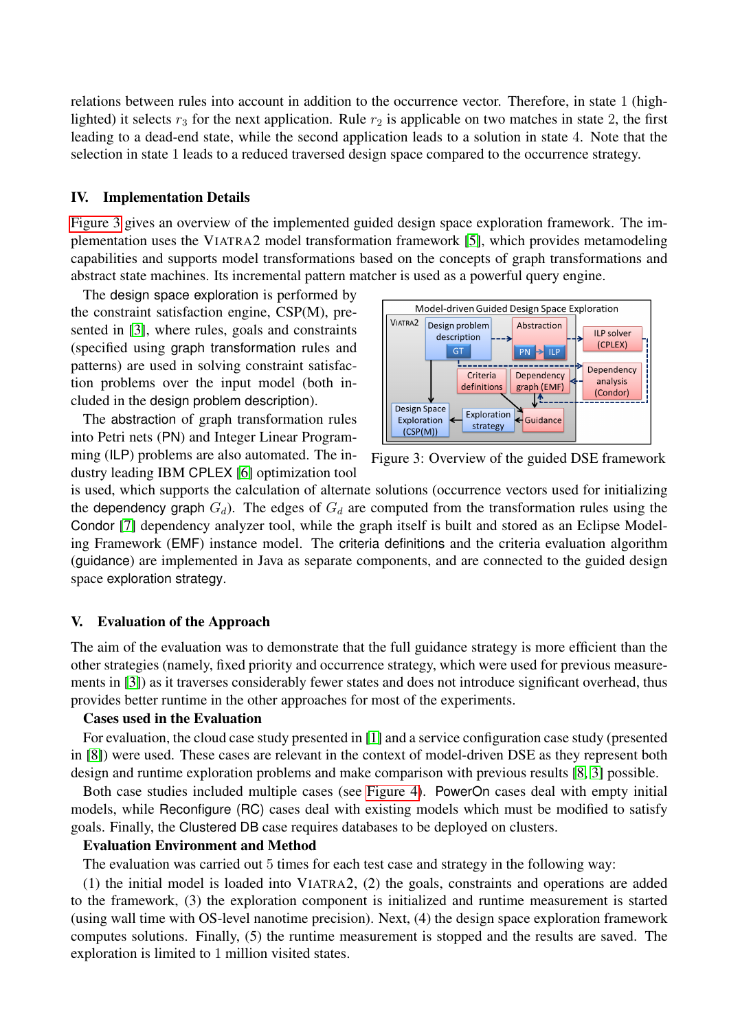relations between rules into account in addition to the occurrence vector. Therefore, in state 1 (highlighted) it selects $r_3$ for the next application. Rule $r_2$ is applicable on two matches in state 2, the first leading to a dead-end state, while the second application leads to a solution in state 4. Note that the selection in state 1 leads to a reduced traversed design space compared to the occurrence strategy.

## IV. Implementation Details

Figure 3 gives an overview of the implemented guided design space exploration framework. The implementation uses the VIATRA2 model transformation framework [5], which provides metamodeling capabilities and supports model transformations based on the concepts of graph transformations and abstract state machines. Its incremental pattern matcher is used as a powerful query engine.

The design space exploration is performed by the constraint satisfaction engine, CSP(M), presented in [3], where rules, goals and constraints (specified using graph transformation rules and patterns) are used in solving constraint satisfaction problems over the input model (both included in the design problem description).

The abstraction of graph transformation rules into Petri nets (PN) and Integer Linear Programming (ILP) problems are also automated. The industry leading IBM CPLEX [6] optimization tool is used, which supports the calculation of alternate solutions (occurrence vectors used for initializing the dependency graph $G_d$). The edges of $G_d$ are computed from the transformation rules using the Condor [7] dependency analyzer tool, while the graph itself is built and stored as an Eclipse Modeling Framework (EMF) instance model. The criteria definitions and the criteria evaluation algorithm (guidance) are implemented in Java as separate components, and are connected to the guided design space exploration strategy.

Figure 3: Overview of the guided DSE framework

## V. Evaluation of the Approach

The aim of the evaluation was to demonstrate that the full guidance strategy is more efficient than the other strategies (namely, fixed priority and occurrence strategy, which were used for previous measurements in [3]) as it traverses considerably fewer states and does not introduce significant overhead, thus provides better runtime in the other approaches for most of the experiments.

**Cases used in the Evaluation**

For evaluation, the cloud case study presented in [1] and a service configuration case study (presented in [8]) were used. These cases are relevant in the context of model-driven DSE as they represent both design and runtime exploration problems and make comparison with previous results [8, 3] possible.

Both case studies included multiple cases (see Figure 4). PowerOn cases deal with empty initial models, while Reconfigure (RC) cases deal with existing models which must be modified to satisfy goals. Finally, the Clustered DB case requires databases to be deployed on clusters.

**Evaluation Environment and Method**

The evaluation was carried out 5 times for each test case and strategy in the following way:

(1) the initial model is loaded into VIATRA2, (2) the goals, constraints and operations are added to the framework, (3) the exploration component is initialized and runtime measurement is started (using wall time with OS-level nanotime precision). Next, (4) the design space exploration framework computes solutions. Finally, (5) the runtime measurement is stopped and the results are saved. The exploration is limited to 1 million visited states.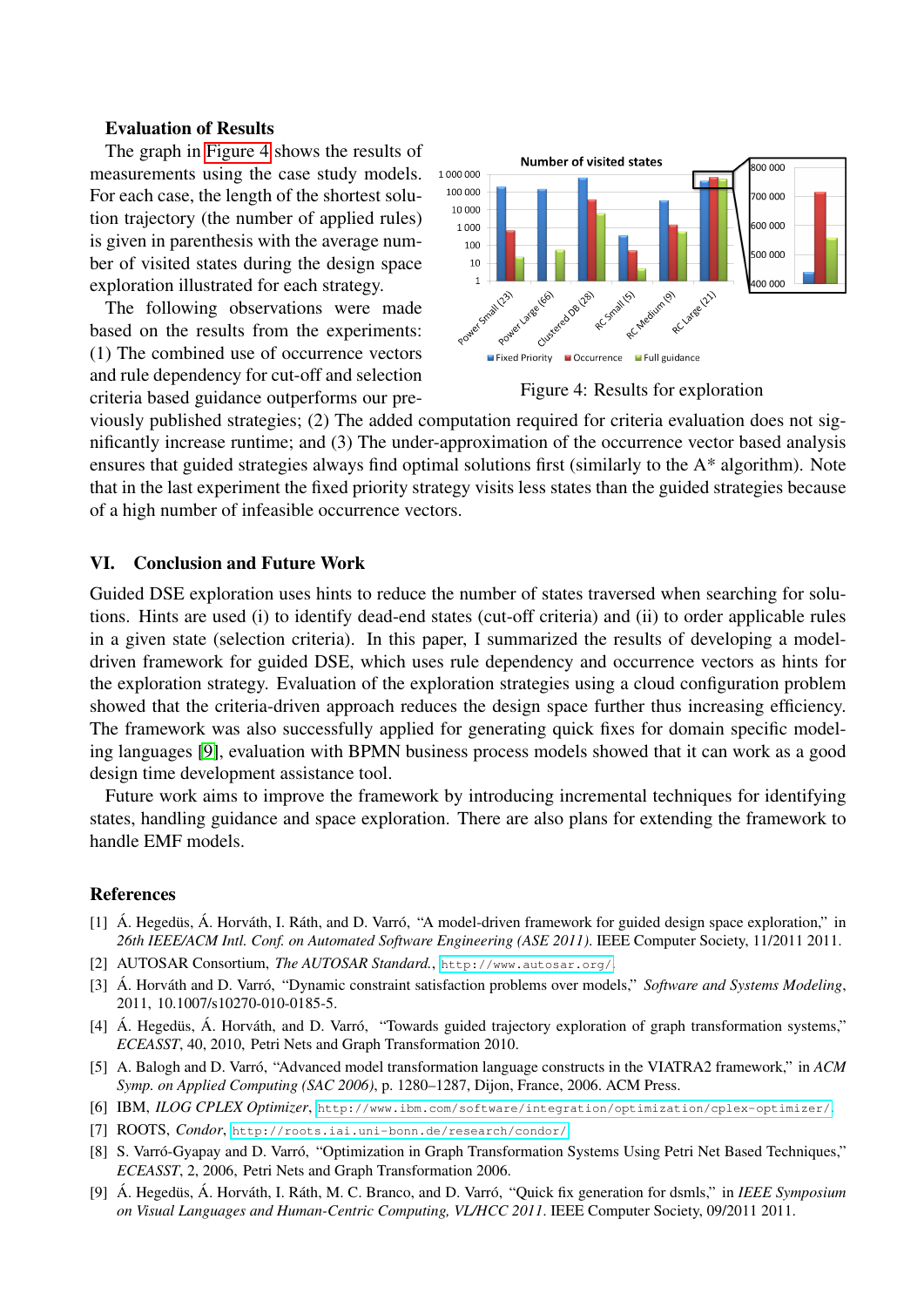### Evaluation of Results

The graph in Figure 4 shows the results of measurements using the case study models. For each case, the length of the shortest solution trajectory (the number of applied rules) is given in parenthesis with the average number of visited states during the design space exploration illustrated for each strategy.

The following observations were made based on the results from the experiments: (1) The combined use of occurrence vectors and rule dependency for cut-off and selection criteria based guidance outperforms our previously published strategies; (2) The added computation required for criteria evaluation does not significantly increase runtime; and (3) The under-approximation of the occurrence vector based analysis ensures that guided strategies always find optimal solutions first (similarly to the A* algorithm). Note that in the last experiment the fixed priority strategy visits less states than the guided strategies because of a high number of infeasible occurrence vectors.

Number of visited states

1 000 000
100 000
10 000
1 000
100
10
1

800 000
700 000
600 000
500 000
400 000

Power Small (23)
Power Large (66)
Clustered DB (28)
RC Small (5)
RC Medium (9)
RC Large (21)

Fixed Priority
Occurrence
Full guidance

Figure 4: Results for exploration

## VI. Conclusion and Future Work

Guided DSE exploration uses hints to reduce the number of states traversed when searching for solutions. Hints are used (i) to identify dead-end states (cut-off criteria) and (ii) to order applicable rules in a given state (selection criteria). In this paper, I summarized the results of developing a model-driven framework for guided DSE, which uses rule dependency and occurrence vectors as hints for the exploration strategy. Evaluation of the exploration strategies using a cloud configuration problem showed that the criteria-driven approach reduces the design space further thus increasing efficiency. The framework was also successfully applied for generating quick fixes for domain specific modeling languages [9], evaluation with BPMN business process models showed that it can work as a good design time development assistance tool.

Future work aims to improve the framework by introducing incremental techniques for identifying states, handling guidance and space exploration. There are also plans for extending the framework to handle EMF models.

### References

[1] Á. Hegedüs, Á. Horváth, I. Ráth, and D. Varró, "A model-driven framework for guided design space exploration," in *26th IEEE/ACM Intl. Conf. on Automated Software Engineering (ASE 2011)*. IEEE Computer Society, 11/2011 2011.

[2] AUTOSAR Consortium, *The AUTOSAR Standard.*, http://www.autosar.org/.

[3] Á. Horváth and D. Varró, "Dynamic constraint satisfaction problems over models," *Software and Systems Modeling*, 2011, 10.1007/s10270-010-0185-5.

[4] Á. Hegedüs, Á. Horváth, and D. Varró, "Towards guided trajectory exploration of graph transformation systems," *ECEASST*, 40, 2010, Petri Nets and Graph Transformation 2010.

[5] A. Balogh and D. Varró, "Advanced model transformation language constructs in the VIATRA2 framework," in *ACM Symp. on Applied Computing (SAC 2006)*, p. 1280–1287, Dijon, France, 2006. ACM Press.

[6] IBM, *ILOG CPLEX Optimizer*, http://www.ibm.com/software/integration/optimization/cplex-optimizer/.

[7] ROOTS, *Condor*, http://roots.iai.uni-bonn.de/research/condor/.

[8] S. Varró-Gyapay and D. Varró, "Optimization in Graph Transformation Systems Using Petri Net Based Techniques," *ECEASST*, 2, 2006, Petri Nets and Graph Transformation 2006.

[9] Á. Hegedüs, Á. Horváth, I. Ráth, M. C. Branco, and D. Varró, "Quick fix generation for dsmls," in *IEEE Symposium on Visual Languages and Human-Centric Computing, VL/HCC 2011*. IEEE Computer Society, 09/2011 2011.